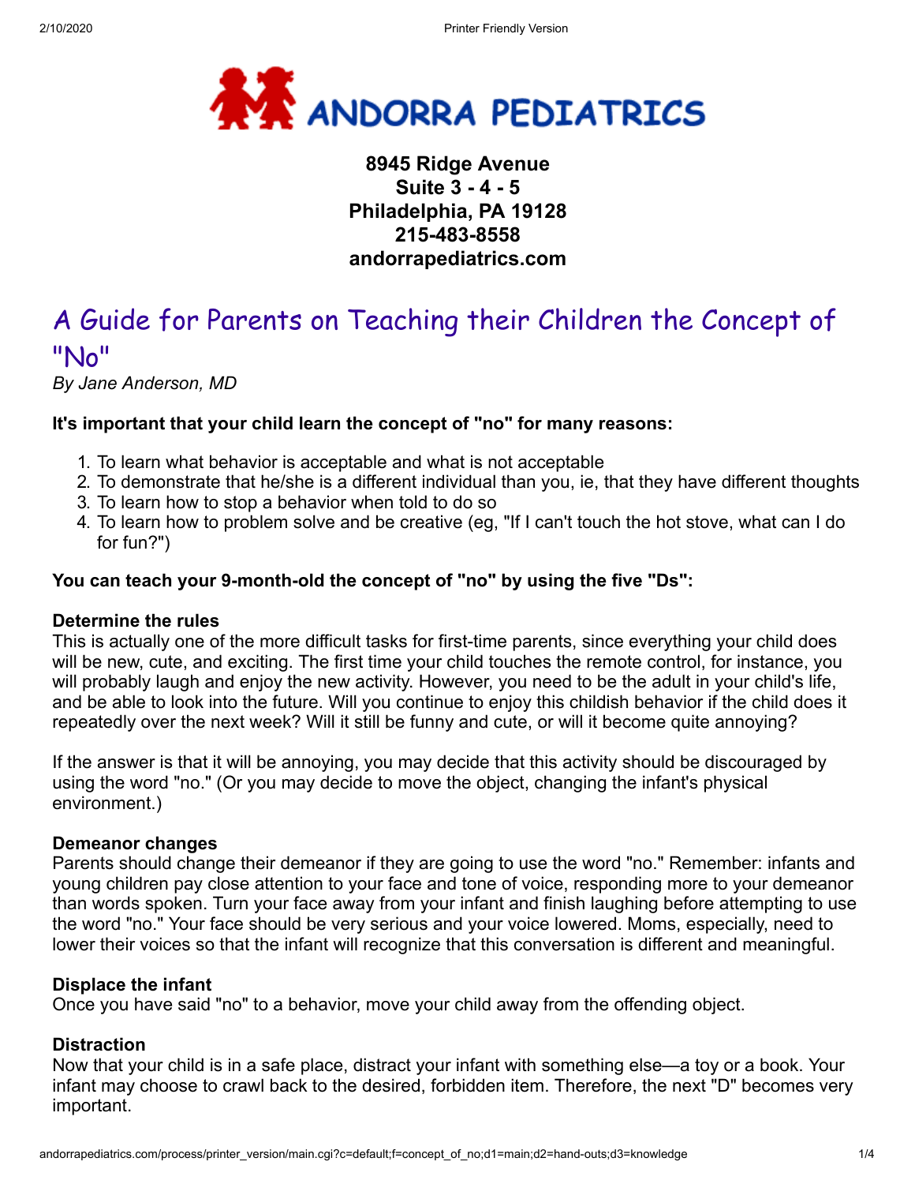# ANDORRA PEDIATRICS

**8945 Ridge Avenue**
**Suite 3 - 4 - 5**
**Philadelphia, PA 19128**
**215-483-8558**
**andorrapediatrics.com**

## A Guide for Parents on Teaching their Children the Concept of "No"

*By Jane Anderson, MD*

**It's important that your child learn the concept of "no" for many reasons:**

1. To learn what behavior is acceptable and what is not acceptable
2. To demonstrate that he/she is a different individual than you, ie, that they have different thoughts
3. To learn how to stop a behavior when told to do so
4. To learn how to problem solve and be creative (eg, "If I can't touch the hot stove, what can I do for fun?")

**You can teach your 9-month-old the concept of "no" by using the five "Ds":**

### Determine the rules

This is actually one of the more difficult tasks for first-time parents, since everything your child does will be new, cute, and exciting. The first time your child touches the remote control, for instance, you will probably laugh and enjoy the new activity. However, you need to be the adult in your child's life, and be able to look into the future. Will you continue to enjoy this childish behavior if the child does it repeatedly over the next week? Will it still be funny and cute, or will it become quite annoying?

If the answer is that it will be annoying, you may decide that this activity should be discouraged by using the word "no." (Or you may decide to move the object, changing the infant's physical environment.)

### Demeanor changes

Parents should change their demeanor if they are going to use the word "no." Remember: infants and young children pay close attention to your face and tone of voice, responding more to your demeanor than words spoken. Turn your face away from your infant and finish laughing before attempting to use the word "no." Your face should be very serious and your voice lowered. Moms, especially, need to lower their voices so that the infant will recognize that this conversation is different and meaningful.

### Displace the infant

Once you have said "no" to a behavior, move your child away from the offending object.

### Distraction

Now that your child is in a safe place, distract your infant with something else—a toy or a book. Your infant may choose to crawl back to the desired, forbidden item. Therefore, the next "D" becomes very important.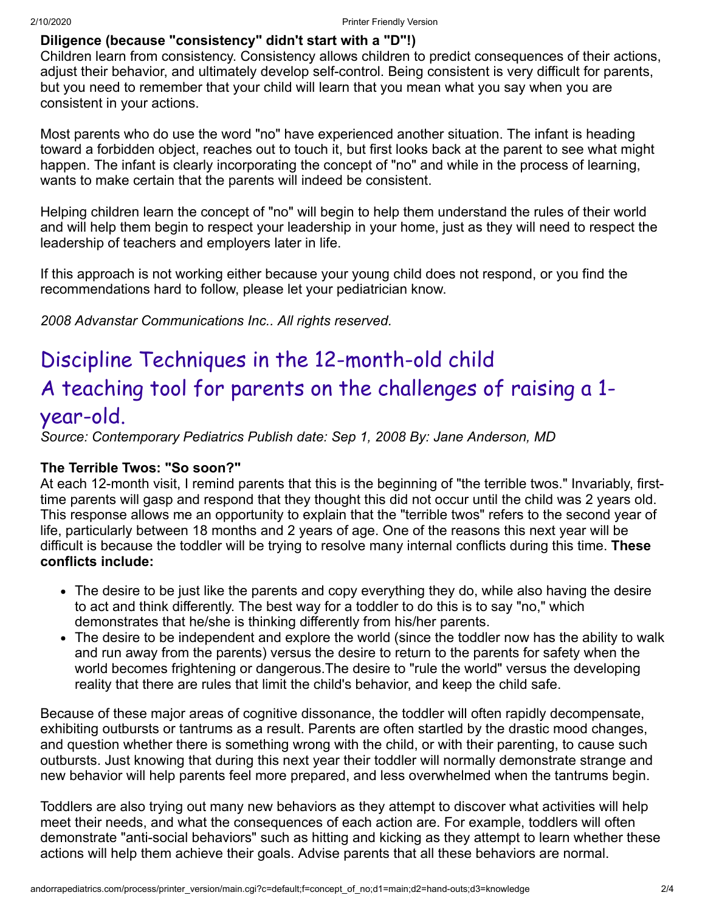**Diligence (because "consistency" didn't start with a "D"!)**
Children learn from consistency. Consistency allows children to predict consequences of their actions, adjust their behavior, and ultimately develop self-control. Being consistent is very difficult for parents, but you need to remember that your child will learn that you mean what you say when you are consistent in your actions.

Most parents who do use the word "no" have experienced another situation. The infant is heading toward a forbidden object, reaches out to touch it, but first looks back at the parent to see what might happen. The infant is clearly incorporating the concept of "no" and while in the process of learning, wants to make certain that the parents will indeed be consistent.

Helping children learn the concept of "no" will begin to help them understand the rules of their world and will help them begin to respect your leadership in your home, just as they will need to respect the leadership of teachers and employers later in life.

If this approach is not working either because your young child does not respond, or you find the recommendations hard to follow, please let your pediatrician know.

*2008 Advanstar Communications Inc.. All rights reserved.*

# Discipline Techniques in the 12-month-old child

## A teaching tool for parents on the challenges of raising a 1-year-old.

*Source: Contemporary Pediatrics Publish date: Sep 1, 2008 By: Jane Anderson, MD*

**The Terrible Twos: "So soon?"**
At each 12-month visit, I remind parents that this is the beginning of "the terrible twos." Invariably, first-time parents will gasp and respond that they thought this did not occur until the child was 2 years old. This response allows me an opportunity to explain that the "terrible twos" refers to the second year of life, particularly between 18 months and 2 years of age. One of the reasons this next year will be difficult is because the toddler will be trying to resolve many internal conflicts during this time. **These conflicts include:**

- The desire to be just like the parents and copy everything they do, while also having the desire to act and think differently. The best way for a toddler to do this is to say "no," which demonstrates that he/she is thinking differently from his/her parents.
- The desire to be independent and explore the world (since the toddler now has the ability to walk and run away from the parents) versus the desire to return to the parents for safety when the world becomes frightening or dangerous.The desire to "rule the world" versus the developing reality that there are rules that limit the child's behavior, and keep the child safe.

Because of these major areas of cognitive dissonance, the toddler will often rapidly decompensate, exhibiting outbursts or tantrums as a result. Parents are often startled by the drastic mood changes, and question whether there is something wrong with the child, or with their parenting, to cause such outbursts. Just knowing that during this next year their toddler will normally demonstrate strange and new behavior will help parents feel more prepared, and less overwhelmed when the tantrums begin.

Toddlers are also trying out many new behaviors as they attempt to discover what activities will help meet their needs, and what the consequences of each action are. For example, toddlers will often demonstrate "anti-social behaviors" such as hitting and kicking as they attempt to learn whether these actions will help them achieve their goals. Advise parents that all these behaviors are normal.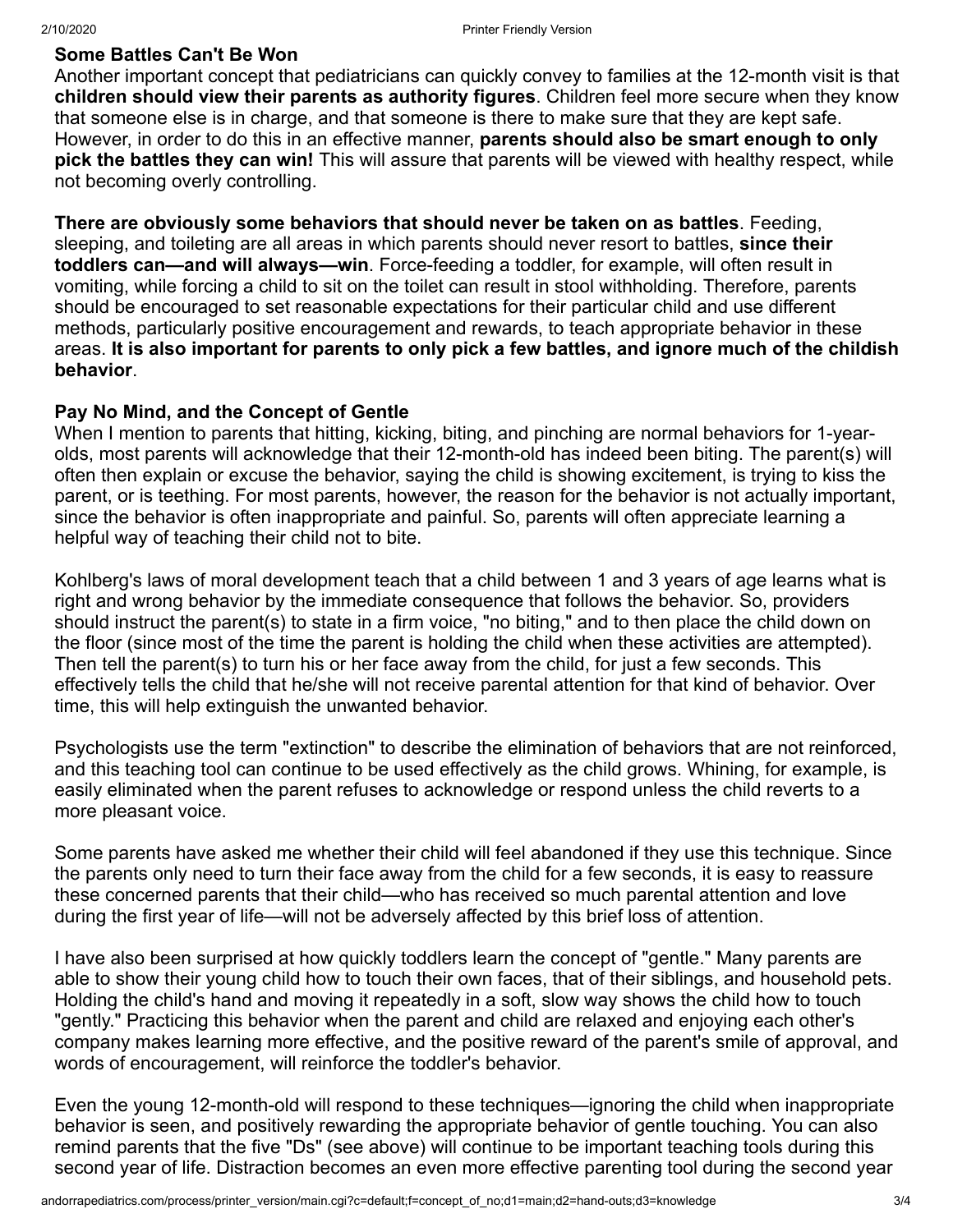**Some Battles Can't Be Won**

Another important concept that pediatricians can quickly convey to families at the 12-month visit is that **children should view their parents as authority figures**. Children feel more secure when they know that someone else is in charge, and that someone is there to make sure that they are kept safe. However, in order to do this in an effective manner, **parents should also be smart enough to only pick the battles they can win!** This will assure that parents will be viewed with healthy respect, while not becoming overly controlling.

**There are obviously some behaviors that should never be taken on as battles**. Feeding, sleeping, and toileting are all areas in which parents should never resort to battles, **since their toddlers can—and will always—win**. Force-feeding a toddler, for example, will often result in vomiting, while forcing a child to sit on the toilet can result in stool withholding. Therefore, parents should be encouraged to set reasonable expectations for their particular child and use different methods, particularly positive encouragement and rewards, to teach appropriate behavior in these areas. **It is also important for parents to only pick a few battles, and ignore much of the childish behavior**.

**Pay No Mind, and the Concept of Gentle**

When I mention to parents that hitting, kicking, biting, and pinching are normal behaviors for 1-year-olds, most parents will acknowledge that their 12-month-old has indeed been biting. The parent(s) will often then explain or excuse the behavior, saying the child is showing excitement, is trying to kiss the parent, or is teething. For most parents, however, the reason for the behavior is not actually important, since the behavior is often inappropriate and painful. So, parents will often appreciate learning a helpful way of teaching their child not to bite.

Kohlberg's laws of moral development teach that a child between 1 and 3 years of age learns what is right and wrong behavior by the immediate consequence that follows the behavior. So, providers should instruct the parent(s) to state in a firm voice, "no biting," and to then place the child down on the floor (since most of the time the parent is holding the child when these activities are attempted). Then tell the parent(s) to turn his or her face away from the child, for just a few seconds. This effectively tells the child that he/she will not receive parental attention for that kind of behavior. Over time, this will help extinguish the unwanted behavior.

Psychologists use the term "extinction" to describe the elimination of behaviors that are not reinforced, and this teaching tool can continue to be used effectively as the child grows. Whining, for example, is easily eliminated when the parent refuses to acknowledge or respond unless the child reverts to a more pleasant voice.

Some parents have asked me whether their child will feel abandoned if they use this technique. Since the parents only need to turn their face away from the child for a few seconds, it is easy to reassure these concerned parents that their child—who has received so much parental attention and love during the first year of life—will not be adversely affected by this brief loss of attention.

I have also been surprised at how quickly toddlers learn the concept of "gentle." Many parents are able to show their young child how to touch their own faces, that of their siblings, and household pets. Holding the child's hand and moving it repeatedly in a soft, slow way shows the child how to touch "gently." Practicing this behavior when the parent and child are relaxed and enjoying each other's company makes learning more effective, and the positive reward of the parent's smile of approval, and words of encouragement, will reinforce the toddler's behavior.

Even the young 12-month-old will respond to these techniques—ignoring the child when inappropriate behavior is seen, and positively rewarding the appropriate behavior of gentle touching. You can also remind parents that the five "Ds" (see above) will continue to be important teaching tools during this second year of life. Distraction becomes an even more effective parenting tool during the second year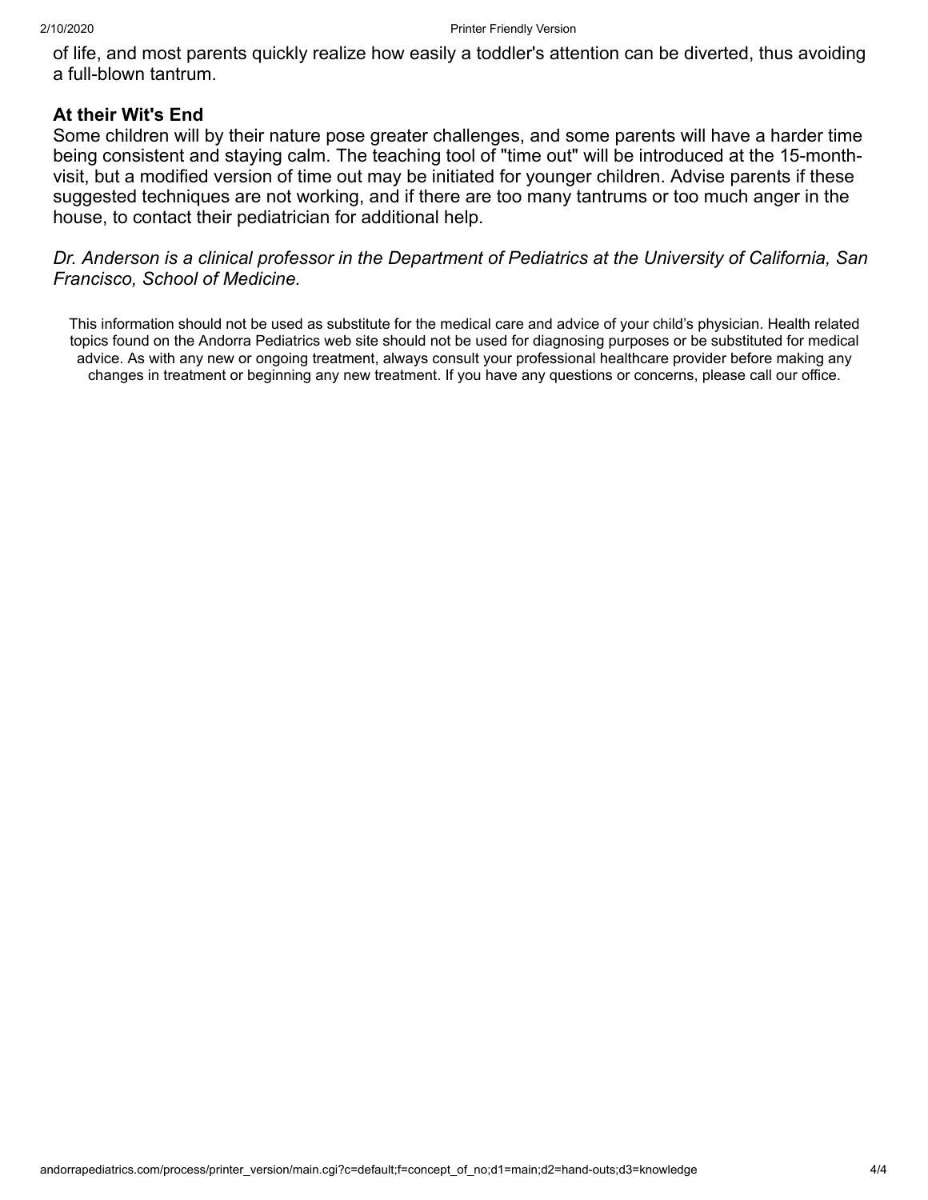of life, and most parents quickly realize how easily a toddler's attention can be diverted, thus avoiding a full-blown tantrum.

**At their Wit's End**

Some children will by their nature pose greater challenges, and some parents will have a harder time being consistent and staying calm. The teaching tool of "time out" will be introduced at the 15-month-visit, but a modified version of time out may be initiated for younger children. Advise parents if these suggested techniques are not working, and if there are too many tantrums or too much anger in the house, to contact their pediatrician for additional help.

*Dr. Anderson is a clinical professor in the Department of Pediatrics at the University of California, San Francisco, School of Medicine.*

This information should not be used as substitute for the medical care and advice of your child's physician. Health related topics found on the Andorra Pediatrics web site should not be used for diagnosing purposes or be substituted for medical advice. As with any new or ongoing treatment, always consult your professional healthcare provider before making any changes in treatment or beginning any new treatment. If you have any questions or concerns, please call our office.